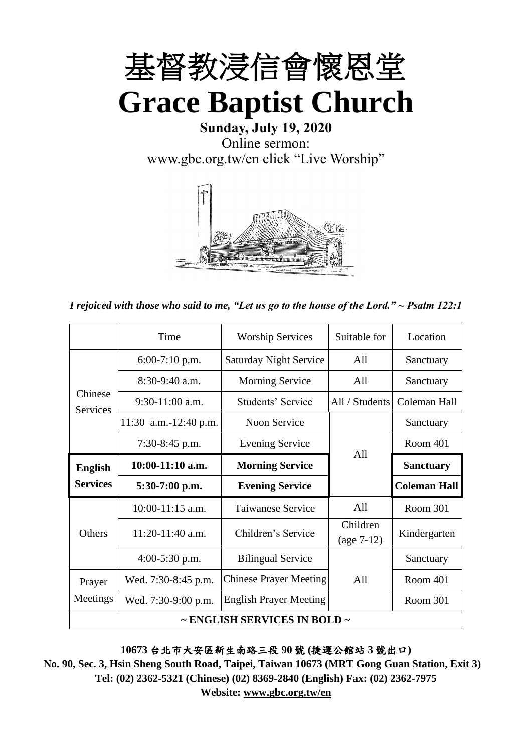# 基督教浸信會懷恩堂

# Grace Baptist Church

**Sunday, July 19, 2020**

Online sermon:

www.gbc.org.tw/en click "Live Worship"

*I rejoiced with those who said to me, "Let us go to the house of the Lord." ~ Psalm 122:1*

| | Time | Worship Services | Suitable for | Location |
|---|---|---|---|---|
| Chinese Services | 6:00-7:10 p.m. | Saturday Night Service | All | Sanctuary |
| | 8:30-9:40 a.m. | Morning Service | All | Sanctuary |
| | 9:30-11:00 a.m. | Students' Service | All / Students | Coleman Hall |
| | 11:30 a.m.-12:40 p.m. | Noon Service | All | Sanctuary |
| | 7:30-8:45 p.m. | Evening Service | | Room 401 |
| **English Services** | **10:00-11:10 a.m.** | **Morning Service** | | **Sanctuary** |
| | **5:30-7:00 p.m.** | **Evening Service** | | **Coleman Hall** |
| Others | 10:00-11:15 a.m. | Taiwanese Service | All | Room 301 |
| | 11:20-11:40 a.m. | Children's Service | Children (age 7-12) | Kindergarten |
| | 4:00-5:30 p.m. | Bilingual Service | All | Sanctuary |
| Prayer Meetings | Wed. 7:30-8:45 p.m. | Chinese Prayer Meeting | | Room 401 |
| | Wed. 7:30-9:00 p.m. | English Prayer Meeting | | Room 301 |
| **~ ENGLISH SERVICES IN BOLD ~** | | | | |

**10673 台北市大安區新生南路三段 90 號 (捷運公館站 3 號出口)**

**No. 90, Sec. 3, Hsin Sheng South Road, Taipei, Taiwan 10673 (MRT Gong Guan Station, Exit 3)**

**Tel: (02) 2362-5321 (Chinese) (02) 8369-2840 (English) Fax: (02) 2362-7975**

**Website: www.gbc.org.tw/en**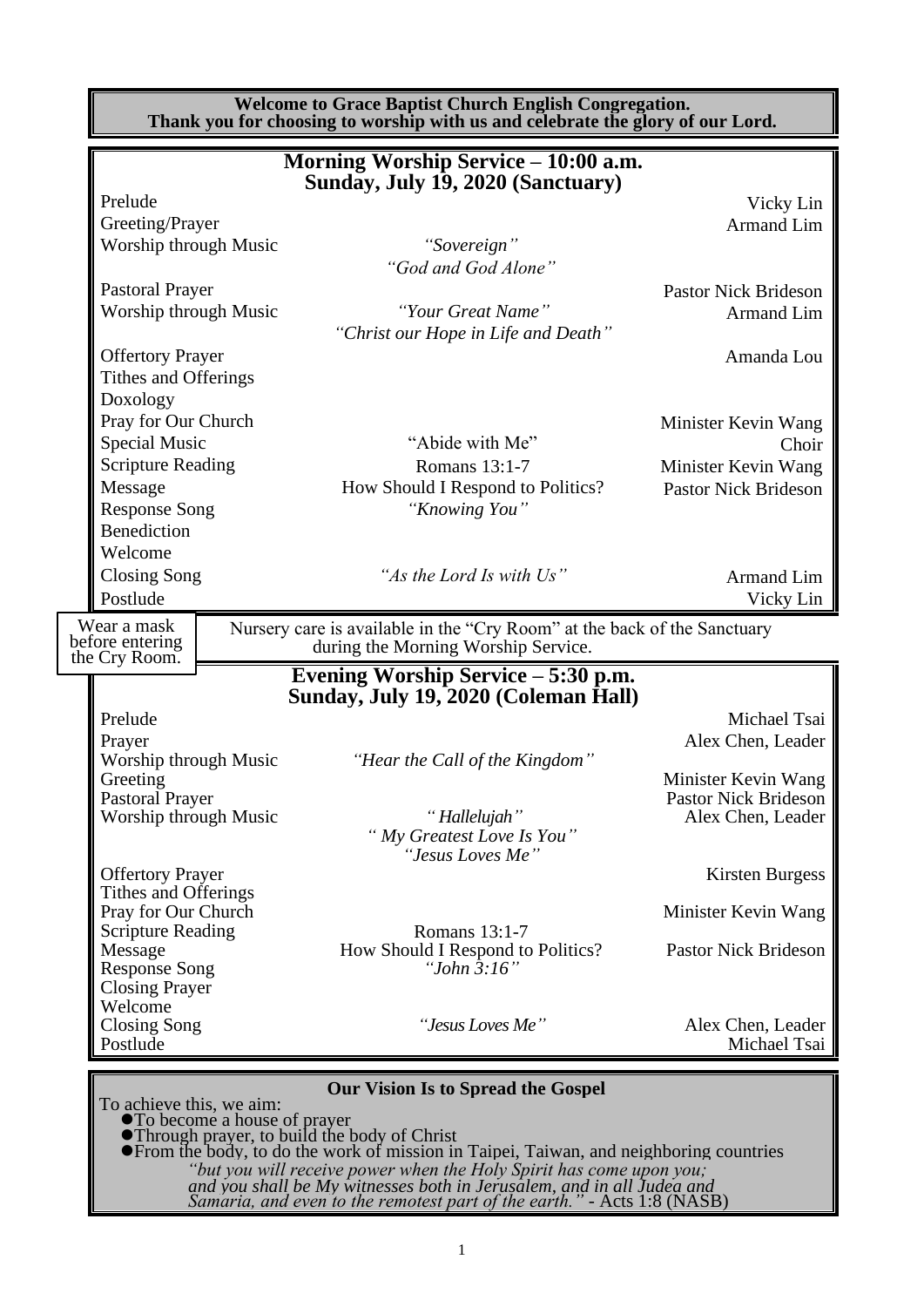**Welcome to Grace Baptist Church English Congregation.**
**Thank you for choosing to worship with us and celebrate the glory of our Lord.**

## Morning Worship Service – 10:00 a.m.
## Sunday, July 19, 2020 (Sanctuary)

| | | |
|---|---|---|
| Prelude | | Vicky Lin |
| Greeting/Prayer | | Armand Lim |
| Worship through Music | *"Sovereign"* | |
| | *"God and God Alone"* | |
| Pastoral Prayer | | Pastor Nick Brideson |
| Worship through Music | *"Your Great Name"* | Armand Lim |
| | *"Christ our Hope in Life and Death"* | |
| Offertory Prayer | | Amanda Lou |
| Tithes and Offerings | | |
| Doxology | | |
| Pray for Our Church | | Minister Kevin Wang |
| Special Music | "Abide with Me" | Choir |
| Scripture Reading | Romans 13:1-7 | Minister Kevin Wang |
| Message | How Should I Respond to Politics? | Pastor Nick Brideson |
| Response Song | *"Knowing You"* | |
| Benediction | | |
| Welcome | | |
| Closing Song | *"As the Lord Is with Us"* | Armand Lim |
| Postlude | | Vicky Lin |

Wear a mask before entering the Cry Room.

Nursery care is available in the "Cry Room" at the back of the Sanctuary during the Morning Worship Service.

## Evening Worship Service – 5:30 p.m.
## Sunday, July 19, 2020 (Coleman Hall)

| | | |
|---|---|---|
| Prelude | | Michael Tsai |
| Prayer | | Alex Chen, Leader |
| Worship through Music | *"Hear the Call of the Kingdom"* | |
| Greeting | | Minister Kevin Wang |
| Pastoral Prayer | | Pastor Nick Brideson |
| Worship through Music | *" Hallelujah"* | Alex Chen, Leader |
| | *" My Greatest Love Is You"* | |
| | *"Jesus Loves Me"* | |
| Offertory Prayer | | Kirsten Burgess |
| Tithes and Offerings | | |
| Pray for Our Church | | Minister Kevin Wang |
| Scripture Reading | Romans 13:1-7 | |
| Message | How Should I Respond to Politics? | Pastor Nick Brideson |
| Response Song | *"John 3:16"* | |
| Closing Prayer | | |
| Welcome | | |
| Closing Song | *"Jesus Loves Me"* | Alex Chen, Leader |
| Postlude | | Michael Tsai |

**Our Vision Is to Spread the Gospel**

To achieve this, we aim:

- To become a house of prayer
- Through prayer, to build the body of Christ
- From the body, to do the work of mission in Taipei, Taiwan, and neighboring countries

*"but you will receive power when the Holy Spirit has come upon you; and you shall be My witnesses both in Jerusalem, and in all Judea and Samaria, and even to the remotest part of the earth."* - Acts 1:8 (NASB)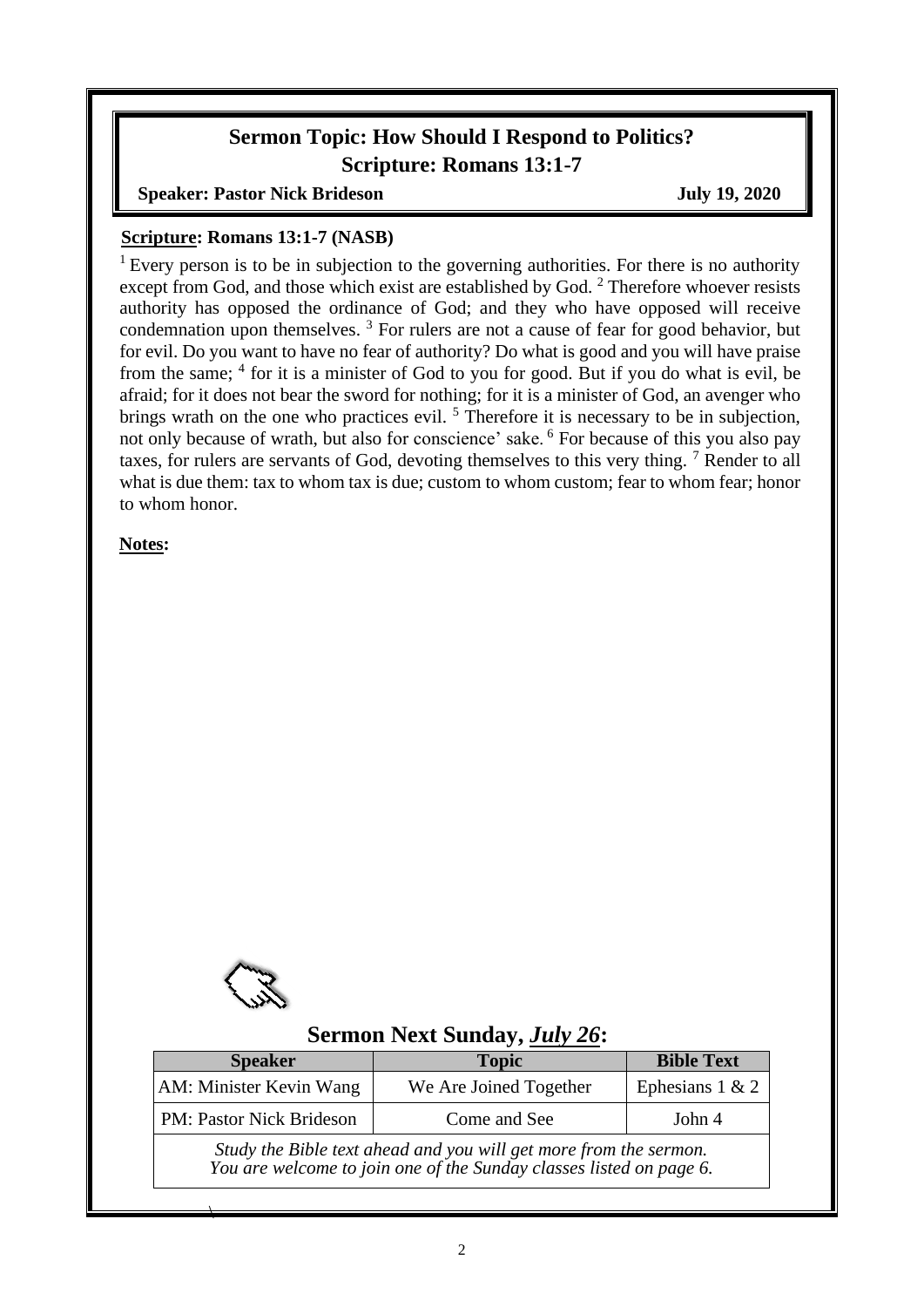## Sermon Topic: How Should I Respond to Politics?
## Scripture: Romans 13:1-7

**Speaker: Pastor Nick Brideson** **July 19, 2020**

**Scripture: Romans 13:1-7 (NASB)**

[1] Every person is to be in subjection to the governing authorities. For there is no authority except from God, and those which exist are established by God. [2] Therefore whoever resists authority has opposed the ordinance of God; and they who have opposed will receive condemnation upon themselves. [3] For rulers are not a cause of fear for good behavior, but for evil. Do you want to have no fear of authority? Do what is good and you will have praise from the same; [4] for it is a minister of God to you for good. But if you do what is evil, be afraid; for it does not bear the sword for nothing; for it is a minister of God, an avenger who brings wrath on the one who practices evil. [5] Therefore it is necessary to be in subjection, not only because of wrath, but also for conscience' sake. [6] For because of this you also pay taxes, for rulers are servants of God, devoting themselves to this very thing. [7] Render to all what is due them: tax to whom tax is due; custom to whom custom; fear to whom fear; honor to whom honor.

**Notes:**

### Sermon Next Sunday, *July 26*:

| Speaker | Topic | Bible Text |
|---|---|---|
| AM: Minister Kevin Wang | We Are Joined Together | Ephesians 1 & 2 |
| PM: Pastor Nick Brideson | Come and See | John 4 |
| *Study the Bible text ahead and you will get more from the sermon. You are welcome to join one of the Sunday classes listed on page 6.* | | |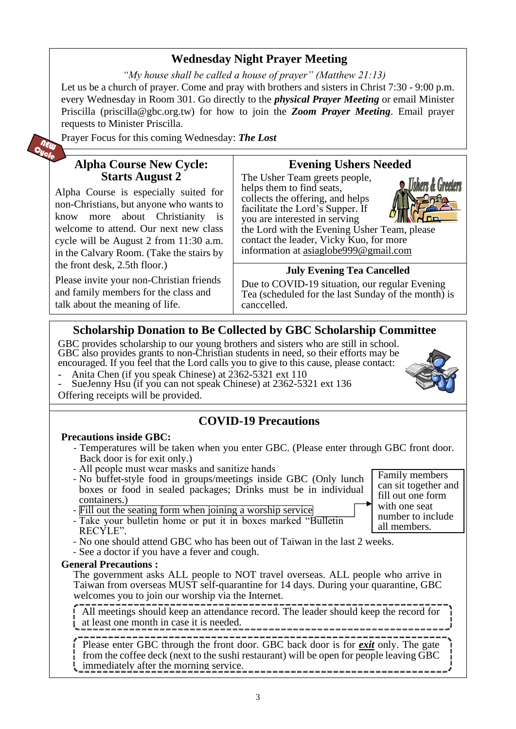## Wednesday Night Prayer Meeting

*"My house shall be called a house of prayer" (Matthew 21:13)*

Let us be a church of prayer. Come and pray with brothers and sisters in Christ 7:30 - 9:00 p.m. every Wednesday in Room 301. Go directly to the ***physical Prayer Meeting*** or email Minister Priscilla (priscilla@gbc.org.tw) for how to join the ***Zoom Prayer Meeting***. Email prayer requests to Minister Priscilla.

Prayer Focus for this coming Wednesday: ***The Lost***

New Cycle

## Alpha Course New Cycle: Starts August 2

Alpha Course is especially suited for non-Christians, but anyone who wants to know more about Christianity is welcome to attend. Our next new class cycle will be August 2 from 11:30 a.m. in the Calvary Room. (Take the stairs by the front desk, 2.5th floor.)

Please invite your non-Christian friends and family members for the class and talk about the meaning of life.

## Evening Ushers Needed

The Usher Team greets people, helps them to find seats, collects the offering, and helps facilitate the Lord's Supper. If you are interested in serving the Lord with the Evening Usher Team, please contact the leader, Vicky Kuo, for more information at asiaglobe999@gmail.com

### July Evening Tea Cancelled

Due to COVID-19 situation, our regular Evening Tea (scheduled for the last Sunday of the month) is canccelled.

## Scholarship Donation to Be Collected by GBC Scholarship Committee

GBC provides scholarship to our young brothers and sisters who are still in school. GBC also provides grants to non-Christian students in need, so their efforts may be encouraged. If you feel that the Lord calls you to give to this cause, please contact:

- Anita Chen (if you speak Chinese) at 2362-5321 ext 110
- SueJenny Hsu (if you can not speak Chinese) at 2362-5321 ext 136

Offering receipts will be provided.

## COVID-19 Precautions

**Precautions inside GBC:**

- Temperatures will be taken when you enter GBC. (Please enter through GBC front door. Back door is for exit only.)
- All people must wear masks and sanitize hands
- No buffet-style food in groups/meetings inside GBC (Only lunch boxes or food in sealed packages; Drinks must be in individual containers.)
- Fill out the seating form when joining a worship service → Family members can sit together and fill out one form with one seat number to include all members.
- Take your bulletin home or put it in boxes marked "Bulletin RECYLE".
- No one should attend GBC who has been out of Taiwan in the last 2 weeks.
- See a doctor if you have a fever and cough.

**General Precautions :**

The government asks ALL people to NOT travel overseas. ALL people who arrive in Taiwan from overseas MUST self-quarantine for 14 days. During your quarantine, GBC welcomes you to join our worship via the Internet.

All meetings should keep an attendance record. The leader should keep the record for at least one month in case it is needed.

Please enter GBC through the front door. GBC back door is for ***exit*** only. The gate from the coffee deck (next to the sushi restaurant) will be open for people leaving GBC immediately after the morning service.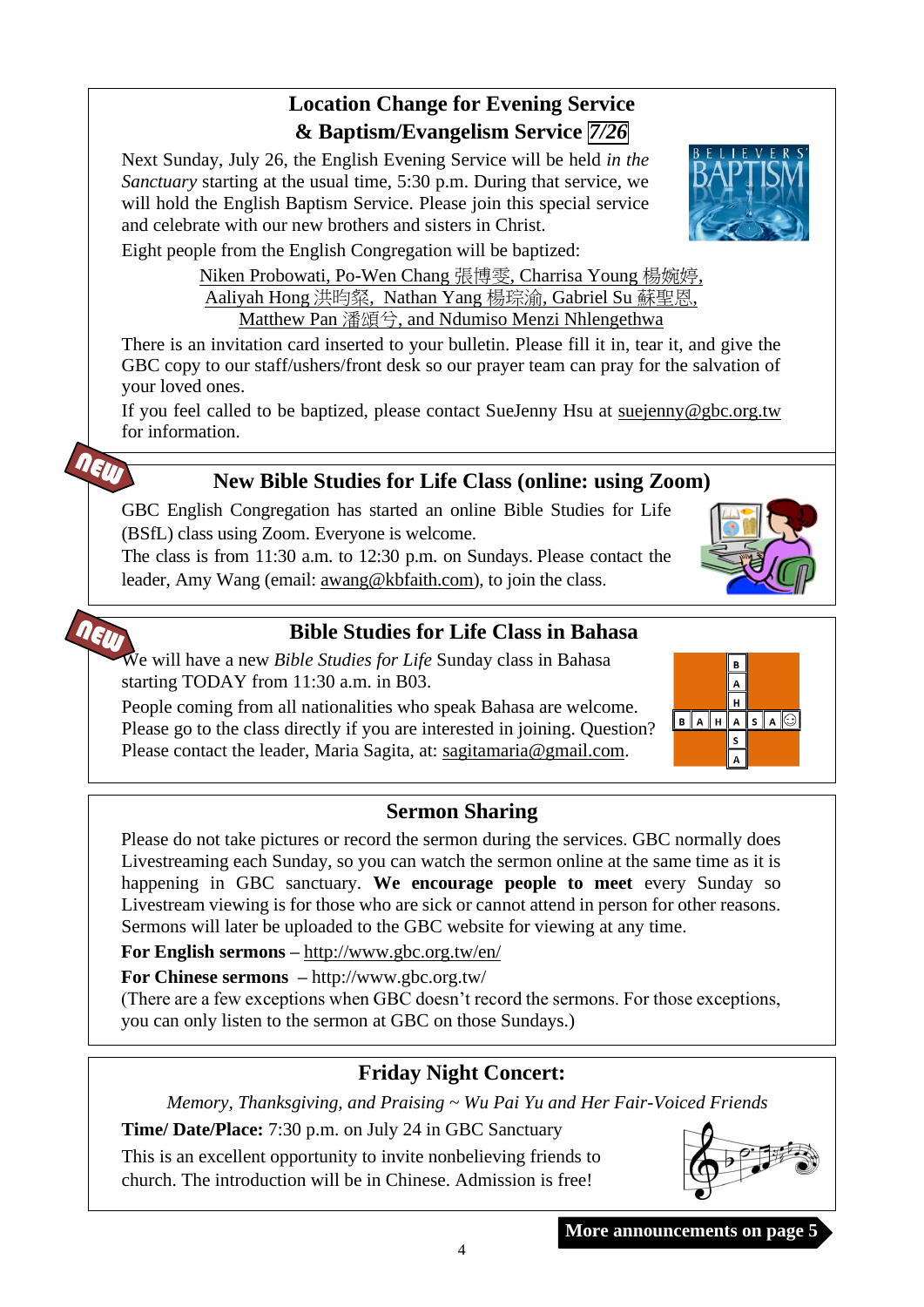## Location Change for Evening Service & Baptism/Evangelism Service *7/26*

Next Sunday, July 26, the English Evening Service will be held *in the Sanctuary* starting at the usual time, 5:30 p.m. During that service, we will hold the English Baptism Service. Please join this special service and celebrate with our new brothers and sisters in Christ.

Eight people from the English Congregation will be baptized:

Niken Probowati, Po-Wen Chang 張博雯, Charrisa Young 楊婉婷, Aaliyah Hong 洪昀粲, Nathan Yang 楊琮渝, Gabriel Su 蘇聖恩, Matthew Pan 潘頌兮, and Ndumiso Menzi Nhlengethwa

There is an invitation card inserted to your bulletin. Please fill it in, tear it, and give the GBC copy to our staff/ushers/front desk so our prayer team can pray for the salvation of your loved ones.

If you feel called to be baptized, please contact SueJenny Hsu at suejenny@gbc.org.tw for information.

## New Bible Studies for Life Class (online: using Zoom)

GBC English Congregation has started an online Bible Studies for Life (BSfL) class using Zoom. Everyone is welcome.

The class is from 11:30 a.m. to 12:30 p.m. on Sundays. Please contact the leader, Amy Wang (email: awang@kbfaith.com), to join the class.

## Bible Studies for Life Class in Bahasa

We will have a new *Bible Studies for Life* Sunday class in Bahasa starting TODAY from 11:30 a.m. in B03.

People coming from all nationalities who speak Bahasa are welcome. Please go to the class directly if you are interested in joining. Question? Please contact the leader, Maria Sagita, at: sagitamaria@gmail.com.

## Sermon Sharing

Please do not take pictures or record the sermon during the services. GBC normally does Livestreaming each Sunday, so you can watch the sermon online at the same time as it is happening in GBC sanctuary. **We encourage people to meet** every Sunday so Livestream viewing is for those who are sick or cannot attend in person for other reasons. Sermons will later be uploaded to the GBC website for viewing at any time.

**For English sermons** – http://www.gbc.org.tw/en/

**For Chinese sermons** – http://www.gbc.org.tw/

(There are a few exceptions when GBC doesn't record the sermons. For those exceptions, you can only listen to the sermon at GBC on those Sundays.)

## Friday Night Concert:

*Memory, Thanksgiving, and Praising ~ Wu Pai Yu and Her Fair-Voiced Friends*

**Time/ Date/Place:** 7:30 p.m. on July 24 in GBC Sanctuary

This is an excellent opportunity to invite nonbelieving friends to church. The introduction will be in Chinese. Admission is free!

**More announcements on page 5**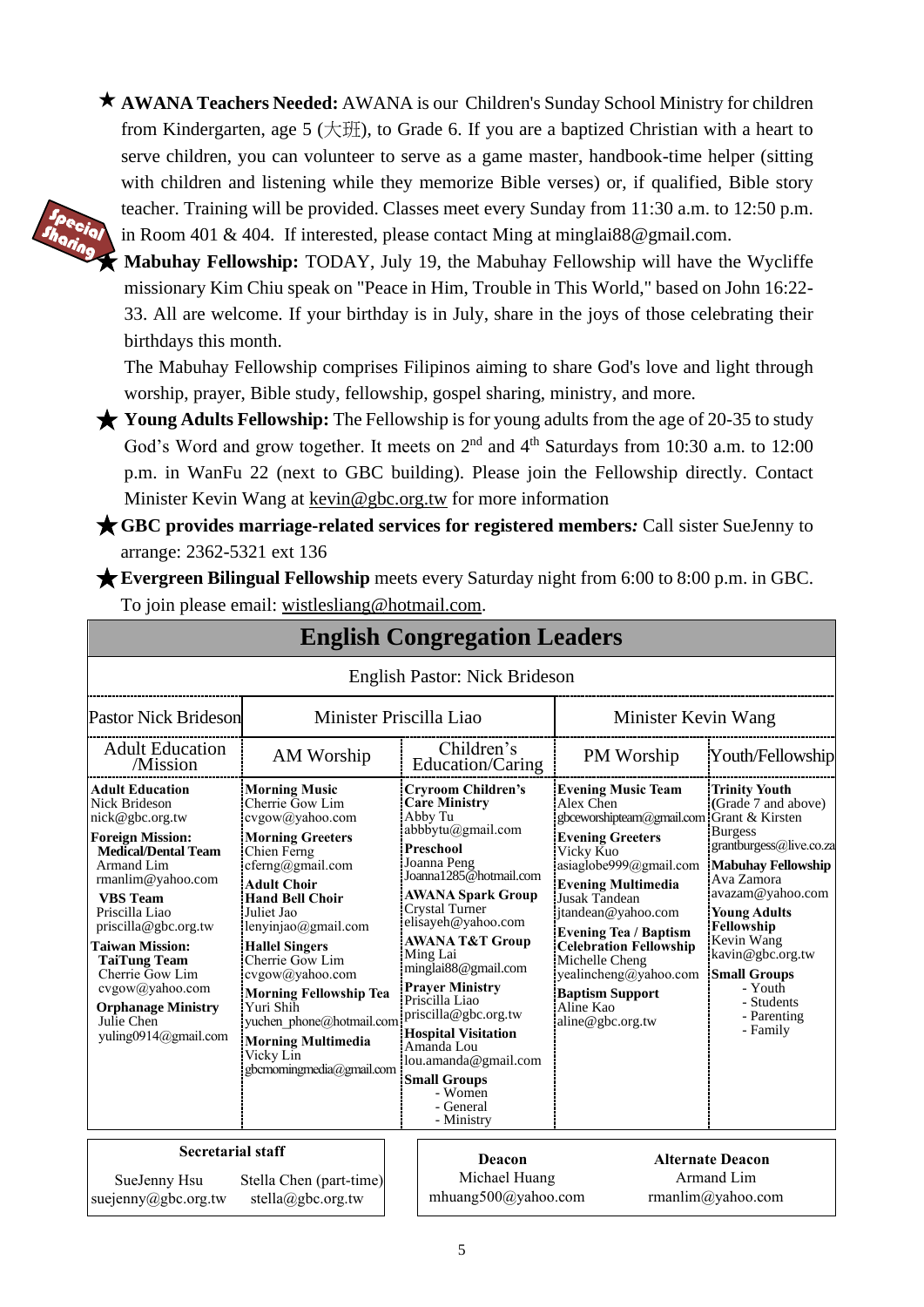★ **AWANA Teachers Needed:** AWANA is our Children's Sunday School Ministry for children from Kindergarten, age 5 (大班), to Grade 6. If you are a baptized Christian with a heart to serve children, you can volunteer to serve as a game master, handbook-time helper (sitting with children and listening while they memorize Bible verses) or, if qualified, Bible story teacher. Training will be provided. Classes meet every Sunday from 11:30 a.m. to 12:50 p.m. in Room 401 & 404. If interested, please contact Ming at minglai88@gmail.com.

Special Sharing

★ **Mabuhay Fellowship:** TODAY, July 19, the Mabuhay Fellowship will have the Wycliffe missionary Kim Chiu speak on "Peace in Him, Trouble in This World," based on John 16:22-33. All are welcome. If your birthday is in July, share in the joys of those celebrating their birthdays this month.

The Mabuhay Fellowship comprises Filipinos aiming to share God's love and light through worship, prayer, Bible study, fellowship, gospel sharing, ministry, and more.

★ **Young Adults Fellowship:** The Fellowship is for young adults from the age of 20-35 to study God's Word and grow together. It meets on 2nd and 4th Saturdays from 10:30 a.m. to 12:00 p.m. in WanFu 22 (next to GBC building). Please join the Fellowship directly. Contact Minister Kevin Wang at kevin@gbc.org.tw for more information

★ **GBC provides marriage-related services for registered members***:* Call sister SueJenny to arrange: 2362-5321 ext 136

★ **Evergreen Bilingual Fellowship** meets every Saturday night from 6:00 to 8:00 p.m. in GBC. To join please email: wistlesliang@hotmail.com.

## English Congregation Leaders

English Pastor: Nick Brideson

| Pastor Nick Brideson | Minister Priscilla Liao | | Minister Kevin Wang | |
|---|---|---|---|---|
| Adult Education /Mission | AM Worship | Children's Education/Caring | PM Worship | Youth/Fellowship |
| **Adult Education** Nick Brideson nick@gbc.org.tw **Foreign Mission:** **Medical/Dental Team** Armand Lim rmanlim@yahoo.com **VBS Team** Priscilla Liao priscilla@gbc.org.tw **Taiwan Mission:** **TaiTung Team** Cherrie Gow Lim cvgow@yahoo.com **Orphanage Ministry** Julie Chen yuling0914@gmail.com | **Morning Music** Cherrie Gow Lim cvgow@yahoo.com **Morning Greeters** Chien Ferng cferng@gmail.com **Adult Choir** **Hand Bell Choir** Juliet Jao lenyinjao@gmail.com **Hallel Singers** Cherrie Gow Lim cvgow@yahoo.com **Morning Fellowship Tea** Yuri Shih yuchen_phone@hotmail.com **Morning Multimedia** Vicky Lin gbcmorningmedia@gmail.com | **Cryroom Children's Care Ministry** Abby Tu abbbytu@gmail.com **Preschool** Joanna Peng Joanna1285@hotmail.com **AWANA Spark Group** Crystal Turner elisayeh@yahoo.com **AWANA T&T Group** Ming Lai minglai88@gmail.com **Prayer Ministry** Priscilla Liao priscilla@gbc.org.tw **Hospital Visitation** Amanda Lou lou.amanda@gmail.com **Small Groups** - Women - General - Ministry | **Evening Music Team** Alex Chen gbceworshipteam@gmail.com **Evening Greeters** Vicky Kuo asiaglobe999@gmail.com **Evening Multimedia** Jusak Tandean jtandean@yahoo.com **Evening Tea / Baptism Celebration Fellowship** Michelle Cheng yealincheng@yahoo.com **Baptism Support** Aline Kao aline@gbc.org.tw | **Trinity Youth** (Grade 7 and above) Grant & Kirsten Burgess grantburgess@live.co.za **Mabuhay Fellowship** Ava Zamora avazam@yahoo.com **Young Adults Fellowship** Kevin Wang kavin@gbc.org.tw **Small Groups** - Youth - Students - Parenting - Family |

| Secretarial staff | |
|---|---|
| SueJenny Hsu suejenny@gbc.org.tw | Stella Chen (part-time) stella@gbc.org.tw |

| Deacon | Alternate Deacon |
|---|---|
| Michael Huang mhuang500@yahoo.com | Armand Lim rmanlim@yahoo.com |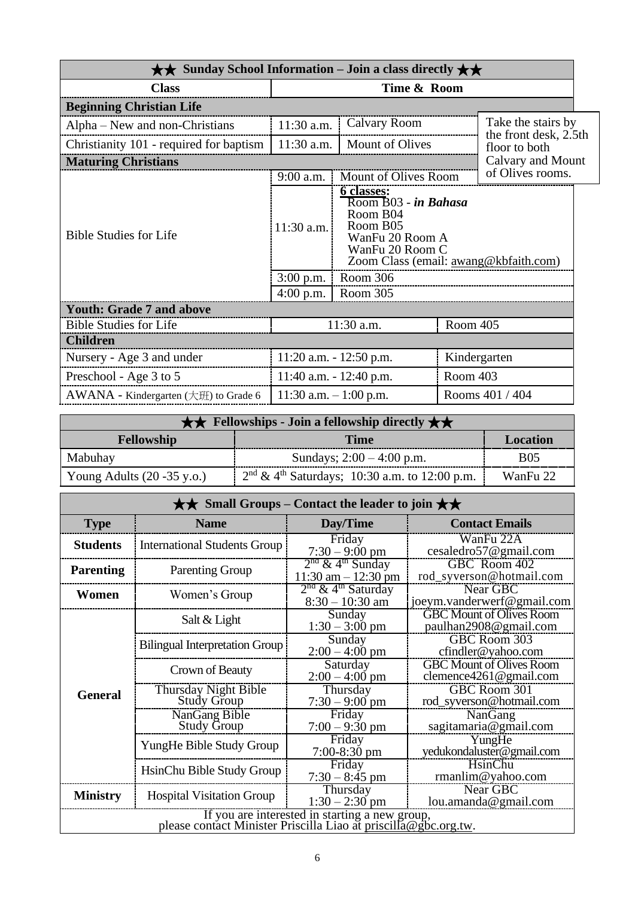## ★★ Sunday School Information – Join a class directly ★★

| Class | Time & Room | | |
|---|---|---|---|
| **Beginning Christian Life** | | | |
| Alpha – New and non-Christians | 11:30 a.m. | Calvary Room | Take the stairs by the front desk, 2.5th floor to both Calvary and Mount of Olives rooms. |
| Christianity 101 - required for baptism | 11:30 a.m. | Mount of Olives | |
| **Maturing Christians** | | | |
| Bible Studies for Life | 9:00 a.m. | Mount of Olives Room | |
| | 11:30 a.m. | **6 classes:** Room B03 - ***in Bahasa*** Room B04 Room B05 WanFu 20 Room A WanFu 20 Room C Zoom Class (email: awang@kbfaith.com) | |
| | 3:00 p.m. | Room 306 | |
| | 4:00 p.m. | Room 305 | |
| **Youth: Grade 7 and above** | | | |
| Bible Studies for Life | 11:30 a.m. | Room 405 | |
| **Children** | | | |
| Nursery - Age 3 and under | 11:20 a.m. - 12:50 p.m. | Kindergarten | |
| Preschool - Age 3 to 5 | 11:40 a.m. - 12:40 p.m. | Room 403 | |
| AWANA - Kindergarten (大班) to Grade 6 | 11:30 a.m. – 1:00 p.m. | Rooms 401 / 404 | |

## ★★ Fellowships - Join a fellowship directly ★★

| Fellowship | Time | Location |
|---|---|---|
| Mabuhay | Sundays; 2:00 – 4:00 p.m. | B05 |
| Young Adults (20 -35 y.o.) | 2nd & 4th Saturdays; 10:30 a.m. to 12:00 p.m. | WanFu 22 |

## ★★ Small Groups – Contact the leader to join ★★

| Type | Name | Day/Time | Contact Emails |
|---|---|---|---|
| **Students** | International Students Group | Friday 7:30 – 9:00 pm | WanFu 22A cesaledro57@gmail.com |
| **Parenting** | Parenting Group | 2nd & 4th Sunday 11:30 am – 12:30 pm | GBC Room 402 rod_syverson@hotmail.com |
| **Women** | Women's Group | 2nd & 4th Saturday 8:30 – 10:30 am | Near GBC joeym.vanderwerf@gmail.com |
| **General** | Salt & Light | Sunday 1:30 – 3:00 pm | GBC Mount of Olives Room paulhan2908@gmail.com |
| | Bilingual Interpretation Group | Sunday 2:00 – 4:00 pm | GBC Room 303 cfindler@yahoo.com |
| | Crown of Beauty | Saturday 2:00 – 4:00 pm | GBC Mount of Olives Room clemence4261@gmail.com |
| | Thursday Night Bible Study Group | Thursday 7:30 – 9:00 pm | GBC Room 301 rod_syverson@hotmail.com |
| | NanGang Bible Study Group | Friday 7:00 – 9:30 pm | NanGang sagitamaria@gmail.com |
| | YungHe Bible Study Group | Friday 7:00-8:30 pm | YungHe yedukondaluster@gmail.com |
| | HsinChu Bible Study Group | Friday 7:30 – 8:45 pm | HsinChu rmanlim@yahoo.com |
| **Ministry** | Hospital Visitation Group | Thursday 1:30 – 2:30 pm | Near GBC lou.amanda@gmail.com |

If you are interested in starting a new group, please contact Minister Priscilla Liao at priscilla@gbc.org.tw.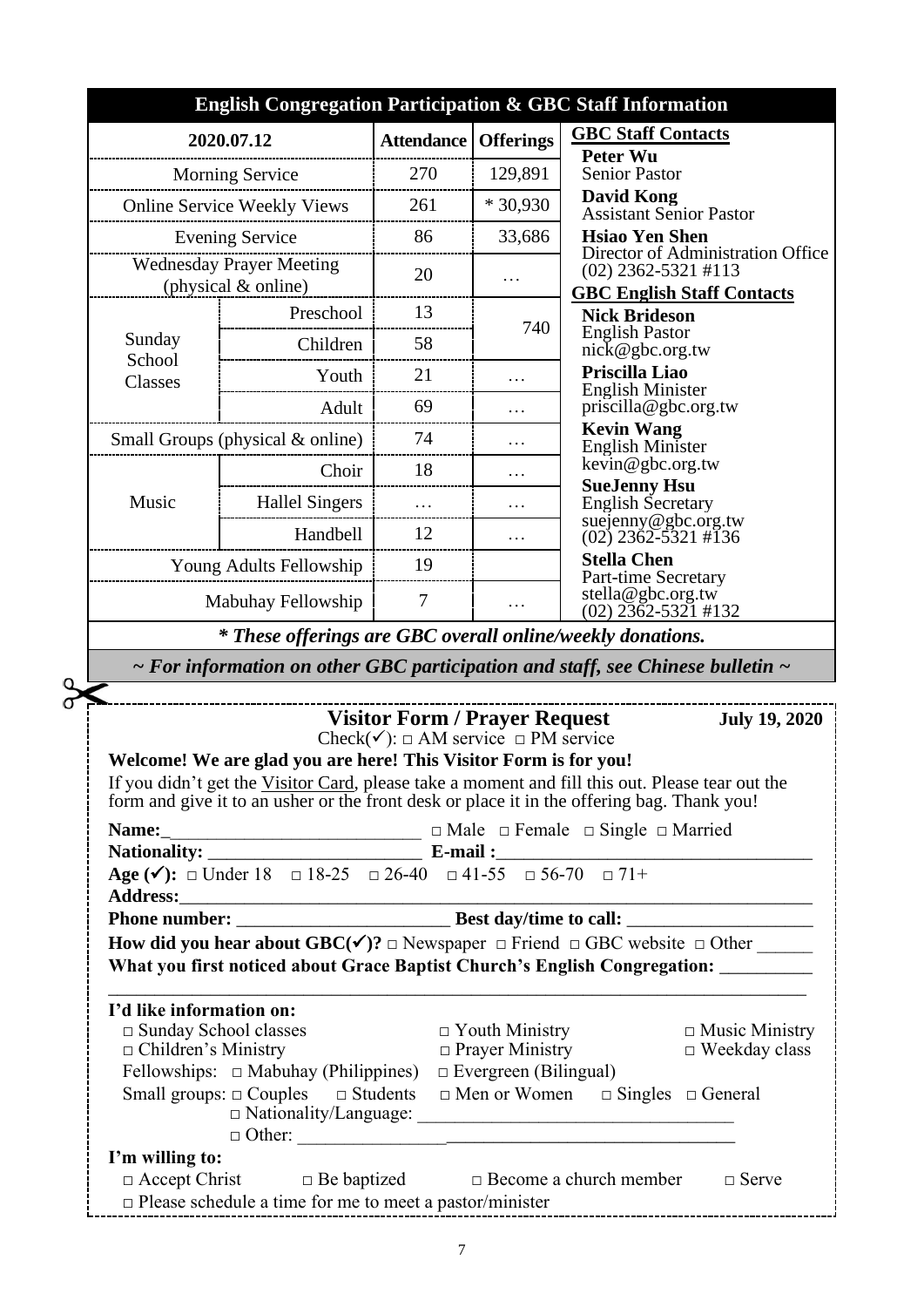## English Congregation Participation & GBC Staff Information

| 2020.07.12 | | Attendance | Offerings |
|---|---|---|---|
| Morning Service | | 270 | 129,891 |
| Online Service Weekly Views | | 261 | * 30,930 |
| Evening Service | | 86 | 33,686 |
| Wednesday Prayer Meeting (physical & online) | | 20 | … |
| Sunday School Classes | Preschool | 13 | 740 |
| | Children | 58 | |
| | Youth | 21 | … |
| | Adult | 69 | … |
| Small Groups (physical & online) | | 74 | … |
| Music | Choir | 18 | … |
| | Hallel Singers | … | … |
| | Handbell | 12 | … |
| Young Adults Fellowship | | 19 | |
| Mabuhay Fellowship | | 7 | … |

**GBC Staff Contacts**

**Peter Wu**
Senior Pastor

**David Kong**
Assistant Senior Pastor

**Hsiao Yen Shen**
Director of Administration Office
(02) 2362-5321 #113

**GBC English Staff Contacts**

**Nick Brideson**
English Pastor
nick@gbc.org.tw

**Priscilla Liao**
English Minister
priscilla@gbc.org.tw

**Kevin Wang**
English Minister
kevin@gbc.org.tw

**SueJenny Hsu**
English Secretary
suejenny@gbc.org.tw
(02) 2362-5321 #136

**Stella Chen**
Part-time Secretary
stella@gbc.org.tw
(02) 2362-5321 #132

***\* These offerings are GBC overall online/weekly donations.***

***~ For information on other GBC participation and staff, see Chinese bulletin ~***

---

### Visitor Form / Prayer Request

**July 19, 2020**

Check(✓): □ AM service □ PM service

**Welcome! We are glad you are here! This Visitor Form is for you!**

If you didn't get the Visitor Card, please take a moment and fill this out. Please tear out the form and give it to an usher or the front desk or place it in the offering bag. Thank you!

**Name:**\_\_\_\_\_\_\_\_\_\_\_\_\_\_\_\_\_\_\_\_\_\_\_\_\_\_ □ Male □ Female □ Single □ Married

**Nationality:** \_\_\_\_\_\_\_\_\_\_\_\_\_\_\_\_\_\_\_\_\_\_\_ **E-mail :**\_\_\_\_\_\_\_\_\_\_\_\_\_\_\_\_\_\_\_\_\_\_\_\_\_\_\_\_\_\_

**Age (✓):** □ Under 18 □ 18-25 □ 26-40 □ 41-55 □ 56-70 □ 71+

**Address:**\_\_\_\_\_\_\_\_\_\_\_\_\_\_\_\_\_\_\_\_\_\_\_\_\_\_\_\_\_\_\_\_\_\_\_\_\_\_\_\_\_\_\_\_\_\_\_\_\_\_\_\_\_\_\_\_\_\_\_\_

**Phone number:** \_\_\_\_\_\_\_\_\_\_\_\_\_\_\_\_\_\_\_\_\_\_ **Best day/time to call:** \_\_\_\_\_\_\_\_\_\_\_\_\_\_\_\_\_\_\_

**How did you hear about GBC(✓)?** □ Newspaper □ Friend □ GBC website □ Other \_\_\_\_\_\_

**What you first noticed about Grace Baptist Church's English Congregation:** \_\_\_\_\_\_\_\_\_\_

\_\_\_\_\_\_\_\_\_\_\_\_\_\_\_\_\_\_\_\_\_\_\_\_\_\_\_\_\_\_\_\_\_\_\_\_\_\_\_\_\_\_\_\_\_\_\_\_\_\_\_\_\_\_\_\_\_\_\_\_\_\_\_\_\_\_\_\_\_\_\_\_

**I'd like information on:**

□ Sunday School classes □ Youth Ministry □ Music Ministry
□ Children's Ministry □ Prayer Ministry □ Weekday class
Fellowships: □ Mabuhay (Philippines) □ Evergreen (Bilingual)
Small groups: □ Couples □ Students □ Men or Women □ Singles □ General
□ Nationality/Language: \_\_\_\_\_\_\_\_\_\_\_\_\_\_\_\_\_\_\_\_\_\_\_\_\_\_\_\_\_\_\_\_\_\_
□ Other: \_\_\_\_\_\_\_\_\_\_\_\_\_\_\_\_\_\_\_\_\_\_\_\_\_\_\_\_\_\_\_\_\_\_\_\_\_\_\_\_\_\_\_\_\_

**I'm willing to:**

□ Accept Christ □ Be baptized □ Become a church member □ Serve
□ Please schedule a time for me to meet a pastor/minister